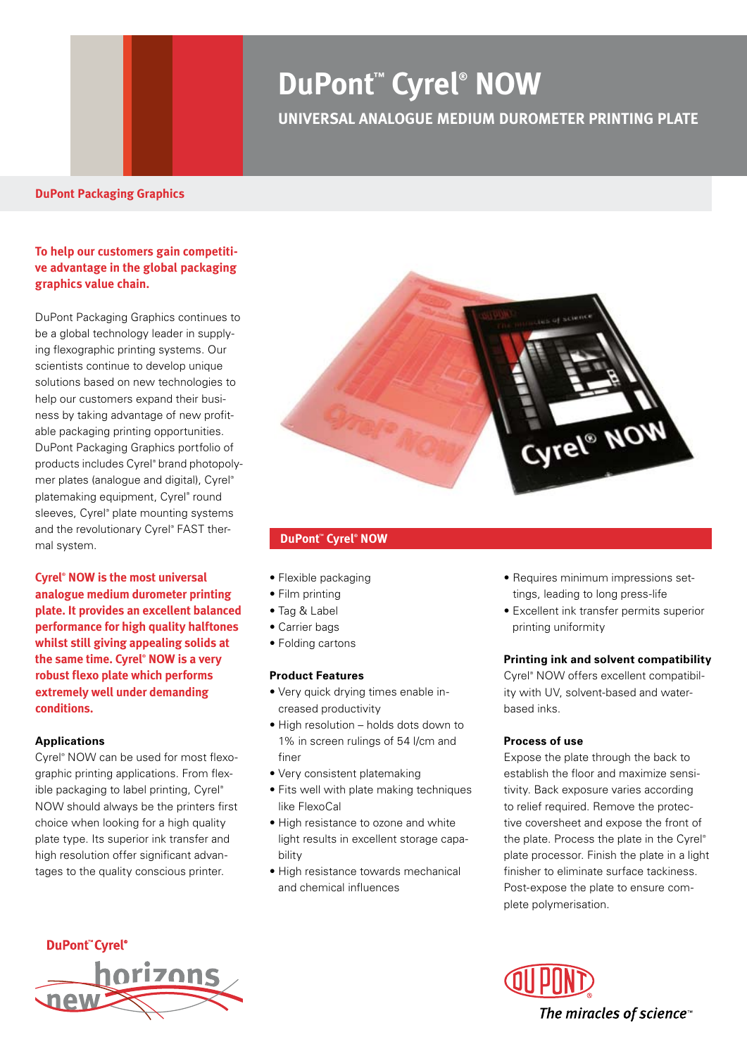# DuPont™ Cyrel® NOW

## UNIVERSAL ANALOGUE MEDIUM DUROMETER PRINTING PLATE

**DuPont Packaging Graphics**

**To help our customers gain competitive advantage in the global packaging graphics value chain.**

DuPont Packaging Graphics continues to be a global technology leader in supplying flexographic printing systems. Our scientists continue to develop unique solutions based on new technologies to help our customers expand their business by taking advantage of new profitable packaging printing opportunities. DuPont Packaging Graphics portfolio of products includes Cyrel® brand photopolymer plates (analogue and digital), Cyrel® platemaking equipment, Cyrel® round sleeves, Cyrel® plate mounting systems and the revolutionary Cyrel® FAST thermal system.

**Cyrel® NOW is the most universal analogue medium durometer printing plate. It provides an excellent balanced performance for high quality halftones whilst still giving appealing solids at the same time. Cyrel® NOW is a very robust flexo plate which performs extremely well under demanding conditions.**

### Applications

Cyrel® NOW can be used for most flexographic printing applications. From flexible packaging to label printing, Cyrel® NOW should always be the printers first choice when looking for a high quality plate type. Its superior ink transfer and high resolution offer significant advantages to the quality conscious printer.

## DuPont™ Cyrel® NOW

- Flexible packaging
- Film printing
- Tag & Label
- Carrier bags
- Folding cartons

### Product Features

- Very quick drying times enable increased productivity
- High resolution – holds dots down to 1% in screen rulings of 54 l/cm and finer
- Very consistent platemaking
- Fits well with plate making techniques like FlexoCal
- High resistance to ozone and white light results in excellent storage capability
- High resistance towards mechanical and chemical influences
- Requires minimum impressions settings, leading to long press-life
- Excellent ink transfer permits superior printing uniformity

### Printing ink and solvent compatibility

Cyrel® NOW offers excellent compatibility with UV, solvent-based and water-based inks.

### Process of use

Expose the plate through the back to establish the floor and maximize sensitivity. Back exposure varies according to relief required. Remove the protective coversheet and expose the front of the plate. Process the plate in the Cyrel® plate processor. Finish the plate in a light finisher to eliminate surface tackiness. Post-expose the plate to ensure complete polymerisation.

DuPont™ Cyrel® new horizons

DuPont® The miracles of science™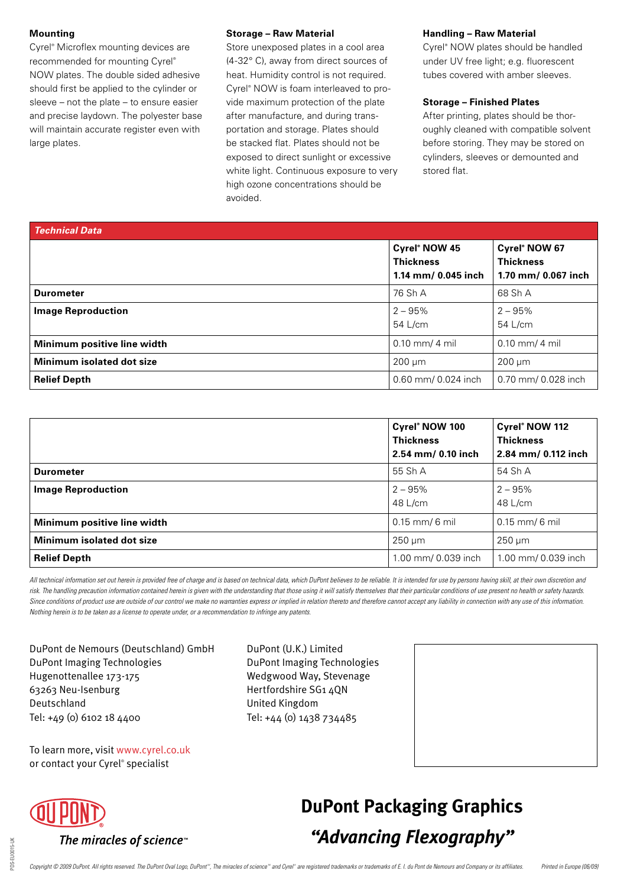### Mounting

Cyrel® Microflex mounting devices are recommended for mounting Cyrel® NOW plates. The double sided adhesive should first be applied to the cylinder or sleeve – not the plate – to ensure easier and precise laydown. The polyester base will maintain accurate register even with large plates.

### Storage – Raw Material

Store unexposed plates in a cool area (4-32° C), away from direct sources of heat. Humidity control is not required. Cyrel® NOW is foam interleaved to provide maximum protection of the plate after manufacture, and during transportation and storage. Plates should be stacked flat. Plates should not be exposed to direct sunlight or excessive white light. Continuous exposure to very high ozone concentrations should be avoided.

### Handling – Raw Material

Cyrel® NOW plates should be handled under UV free light; e.g. fluorescent tubes covered with amber sleeves.

### Storage – Finished Plates

After printing, plates should be thoroughly cleaned with compatible solvent before storing. They may be stored on cylinders, sleeves or demounted and stored flat.

## *Technical Data*

| | **Cyrel® NOW 45 Thickness 1.14 mm/ 0.045 inch** | **Cyrel® NOW 67 Thickness 1.70 mm/ 0.067 inch** |
|---|---|---|
| **Durometer** | 76 Sh A | 68 Sh A |
| **Image Reproduction** | 2 – 95% 54 L/cm | 2 – 95% 54 L/cm |
| **Minimum positive line width** | 0.10 mm/ 4 mil | 0.10 mm/ 4 mil |
| **Minimum isolated dot size** | 200 µm | 200 µm |
| **Relief Depth** | 0.60 mm/ 0.024 inch | 0.70 mm/ 0.028 inch |

| | **Cyrel® NOW 100 Thickness 2.54 mm/ 0.10 inch** | **Cyrel® NOW 112 Thickness 2.84 mm/ 0.112 inch** |
|---|---|---|
| **Durometer** | 55 Sh A | 54 Sh A |
| **Image Reproduction** | 2 – 95% 48 L/cm | 2 – 95% 48 L/cm |
| **Minimum positive line width** | 0.15 mm/ 6 mil | 0.15 mm/ 6 mil |
| **Minimum isolated dot size** | 250 µm | 250 µm |
| **Relief Depth** | 1.00 mm/ 0.039 inch | 1.00 mm/ 0.039 inch |

*All technical information set out herein is provided free of charge and is based on technical data, which DuPont believes to be reliable. It is intended for use by persons having skill, at their own discretion and risk. The handling precaution information contained herein is given with the understanding that those using it will satisfy themselves that their particular conditions of use present no health or safety hazards. Since conditions of product use are outside of our control we make no warranties express or implied in relation thereto and therefore cannot accept any liability in connection with any use of this information. Nothing herein is to be taken as a license to operate under, or a recommendation to infringe any patents.*

DuPont de Nemours (Deutschland) GmbH
DuPont Imaging Technologies
Hugenottenallee 173-175
63263 Neu-Isenburg
Deutschland
Tel: +49 (0) 6102 18 4400

DuPont (U.K.) Limited
DuPont Imaging Technologies
Wedgwood Way, Stevenage
Hertfordshire SG1 4QN
United Kingdom
Tel: +44 (0) 1438 734485

To learn more, visit www.cyrel.co.uk
or contact your Cyrel® specialist

The miracles of science™

**DuPont Packaging Graphics**

***"Advancing Flexography"***

PDS-EU0015-UK

*Copyright © 2009 DuPont. All rights reserved. The DuPont Oval Logo, DuPont™, The miracles of science™ and Cyrel® are registered trademarks or trademarks of E. I. du Pont de Nemours and Company or its affiliates.* *Printed in Europe (06/09)*